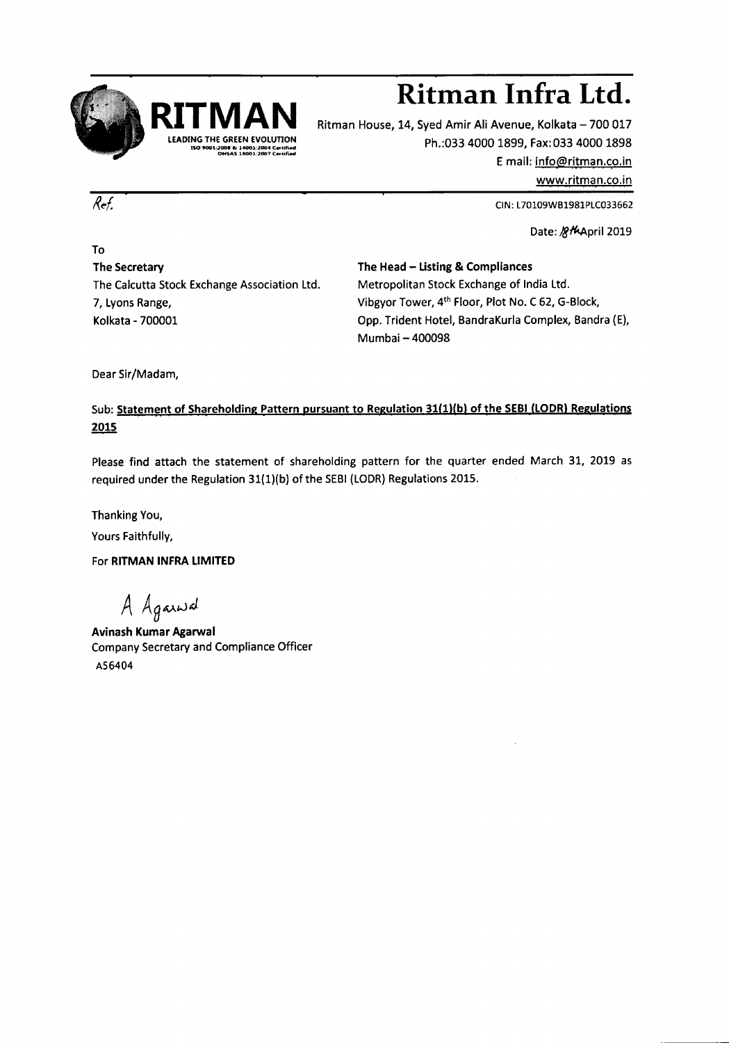# Ritman Infra Ltd.

**RITMAN**
LEADING THE GREEN EVOLUTION
ISO 9001:2008 & 14001:2004 Certified
OHSAS 18001:2007 Certified

Ritman House, 14, Syed Amir Ali Avenue, Kolkata – 700 017
Ph.:033 4000 1899, Fax: 033 4000 1898
E mail: info@ritman.co.in
www.ritman.co.in

Ref.

CIN: L70109WB1981PLC033662

Date: 18th April 2019

To

**The Secretary**
The Calcutta Stock Exchange Association Ltd.
7, Lyons Range,
Kolkata - 700001

**The Head – Listing & Compliances**
Metropolitan Stock Exchange of India Ltd.
Vibgyor Tower, 4th Floor, Plot No. C 62, G-Block,
Opp. Trident Hotel, BandraKurla Complex, Bandra (E),
Mumbai – 400098

Dear Sir/Madam,

Sub: **Statement of Shareholding Pattern pursuant to Regulation 31(1)(b) of the SEBI (LODR) Regulations 2015**

Please find attach the statement of shareholding pattern for the quarter ended March 31, 2019 as required under the Regulation 31(1)(b) of the SEBI (LODR) Regulations 2015.

Thanking You,

Yours Faithfully,

For **RITMAN INFRA LIMITED**

A Agarwal

**Avinash Kumar Agarwal**
Company Secretary and Compliance Officer
A56404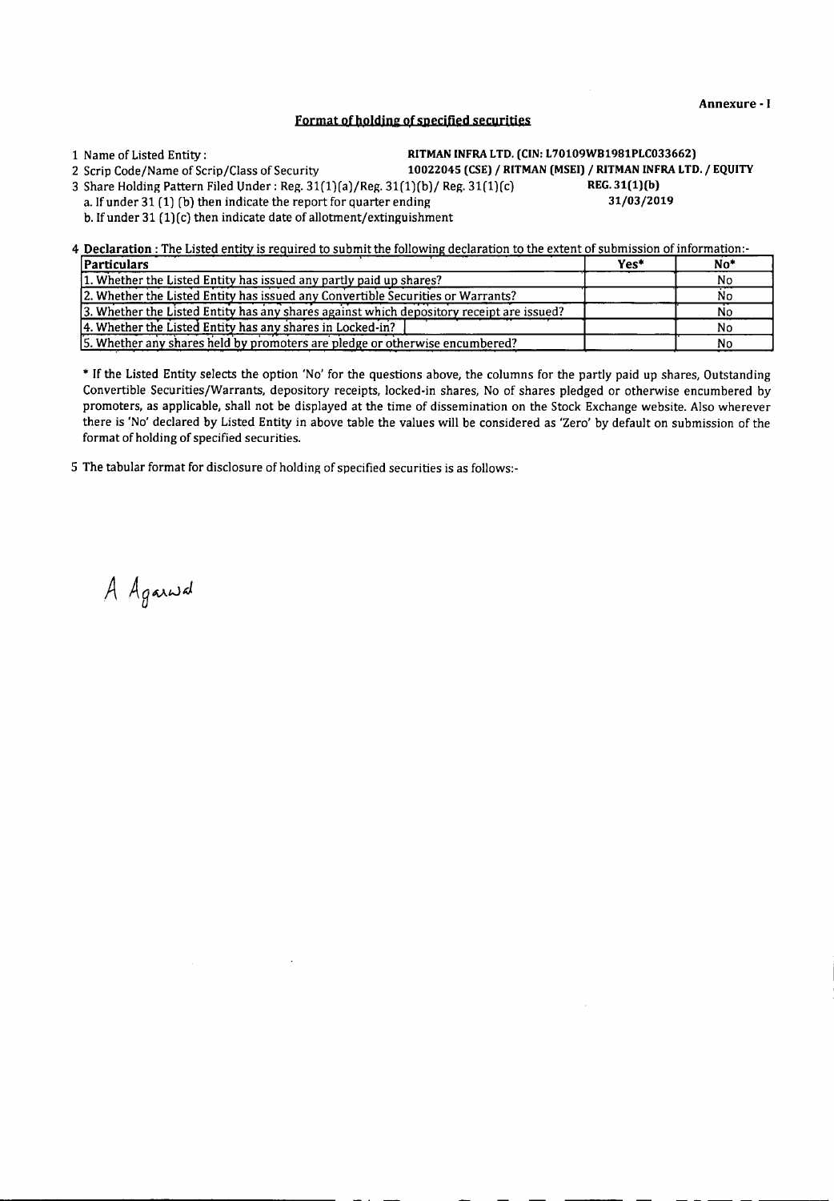Annexure - I

## Format of holding of specified securities

1 Name of Listed Entity : **RITMAN INFRA LTD. (CIN: L70109WB1981PLC033662)**

2 Scrip Code/Name of Scrip/Class of Security **10022045 (CSE) / RITMAN (MSEI) / RITMAN INFRA LTD. / EQUITY**

3 Share Holding Pattern Filed Under : Reg. 31(1)(a)/Reg. 31(1)(b)/ Reg. 31(1)(c) **REG. 31(1)(b)**

a. If under 31 (1) (b) then indicate the report for quarter ending **31/03/2019**

b. If under 31 (1)(c) then indicate date of allotment/extinguishment

4 **Declaration** : The Listed entity is required to submit the following declaration to the extent of submission of information:-

| Particulars | Yes* | No* |
|---|---|---|
| 1. Whether the Listed Entity has issued any partly paid up shares? | | No |
| 2. Whether the Listed Entity has issued any Convertible Securities or Warrants? | | No |
| 3. Whether the Listed Entity has any shares against which depository receipt are issued? | | No |
| 4. Whether the Listed Entity has any shares in Locked-in? | | No |
| 5. Whether any shares held by promoters are pledge or otherwise encumbered? | | No |

* If the Listed Entity selects the option 'No' for the questions above, the columns for the partly paid up shares, Outstanding Convertible Securities/Warrants, depository receipts, locked-in shares, No of shares pledged or otherwise encumbered by promoters, as applicable, shall not be displayed at the time of dissemination on the Stock Exchange website. Also wherever there is 'No' declared by Listed Entity in above table the values will be considered as 'Zero' by default on submission of the format of holding of specified securities.

5 The tabular format for disclosure of holding of specified securities is as follows:-

A Agarwal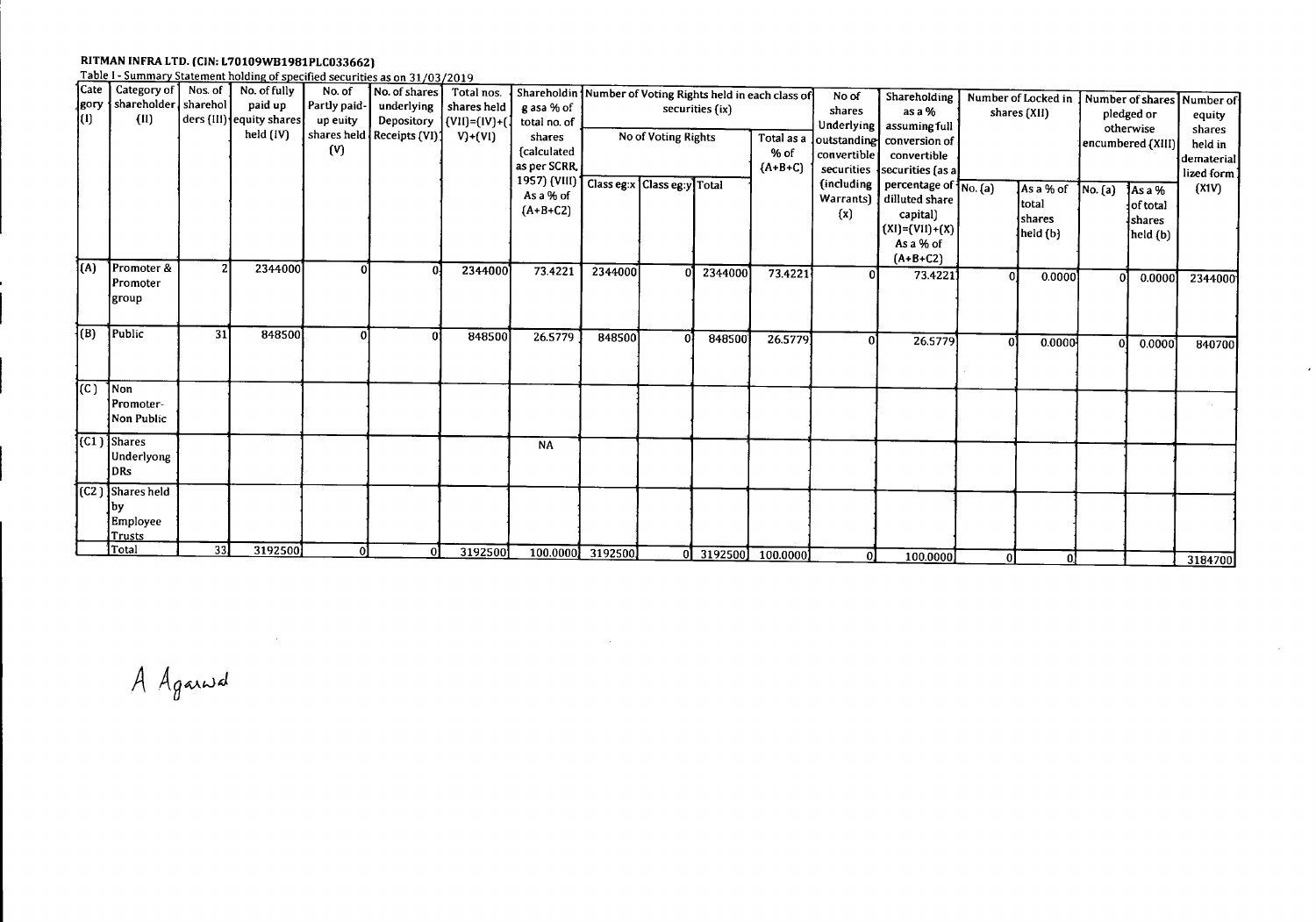**RITMAN INFRA LTD. (CIN: L70109WB1981PLC033662)**

Table I - Summary Statement holding of specified securities as on 31/03/2019

| Category (I) | Category of shareholder (II) | Nos. of shareholders (III) | No. of fully paid up equity shares held (IV) | No. of Partly paid-up euity shares held (V) | No. of shares underlying Depository Receipts (VI) | Total nos. shares held (VII)=(IV)+(V)+(VI) | Shareholding as a % of total no. of shares (calculated as per SCRR, 1957) (VIII) As a % of (A+B+C2) | Number of Voting Rights held in each class of securities (ix) | | | | No of shares Underlying outstanding convertible securities (including Warrants) (x) | Shareholding as a % assuming full conversion of convertible securities (as a percentage of dilluted share capital) (XI)=(VII)+(X) As a % of (A+B+C2) | Number of Locked in shares (XII) | | Number of shares pledged or otherwise encumbered (XIII) | | Number of equity shares held in dematerialized form (XIV) |
|---|---|---|---|---|---|---|---|---|---|---|---|---|---|---|---|---|---|---|
| | | | | | | | | No of Voting Rights | | | Total as a % of (A+B+C) | | | No. (a) | As a % of total shares held (b) | No. (a) | As a % of total shares held (b) | |
| | | | | | | | | Class eg:x | Class eg:y | Total | | | | | | | | |
| (A) | Promoter & Promoter group | 2 | 2344000 | 0 | 0 | 2344000 | 73.4221 | 2344000 | 0 | 2344000 | 73.4221 | 0 | 73.4221 | 0 | 0.0000 | 0 | 0.0000 | 2344000 |
| (B) | Public | 31 | 848500 | 0 | 0 | 848500 | 26.5779 | 848500 | 0 | 848500 | 26.5779 | 0 | 26.5779 | 0 | 0.0000 | 0 | 0.0000 | 840700 |
| (C) | Non Promoter-Non Public | | | | | | | | | | | | | | | | | |
| (C1) | Shares Underlyong DRs | | | | | | NA | | | | | | | | | | | |
| (C2) | Shares held by Employee Trusts | | | | | | | | | | | | | | | | | |
| | Total | 33 | 3192500 | 0 | 0 | 3192500 | 100.0000 | 3192500 | 0 | 3192500 | 100.0000 | 0 | 100.0000 | 0 | 0 | | | 3184700 |

A Agarwal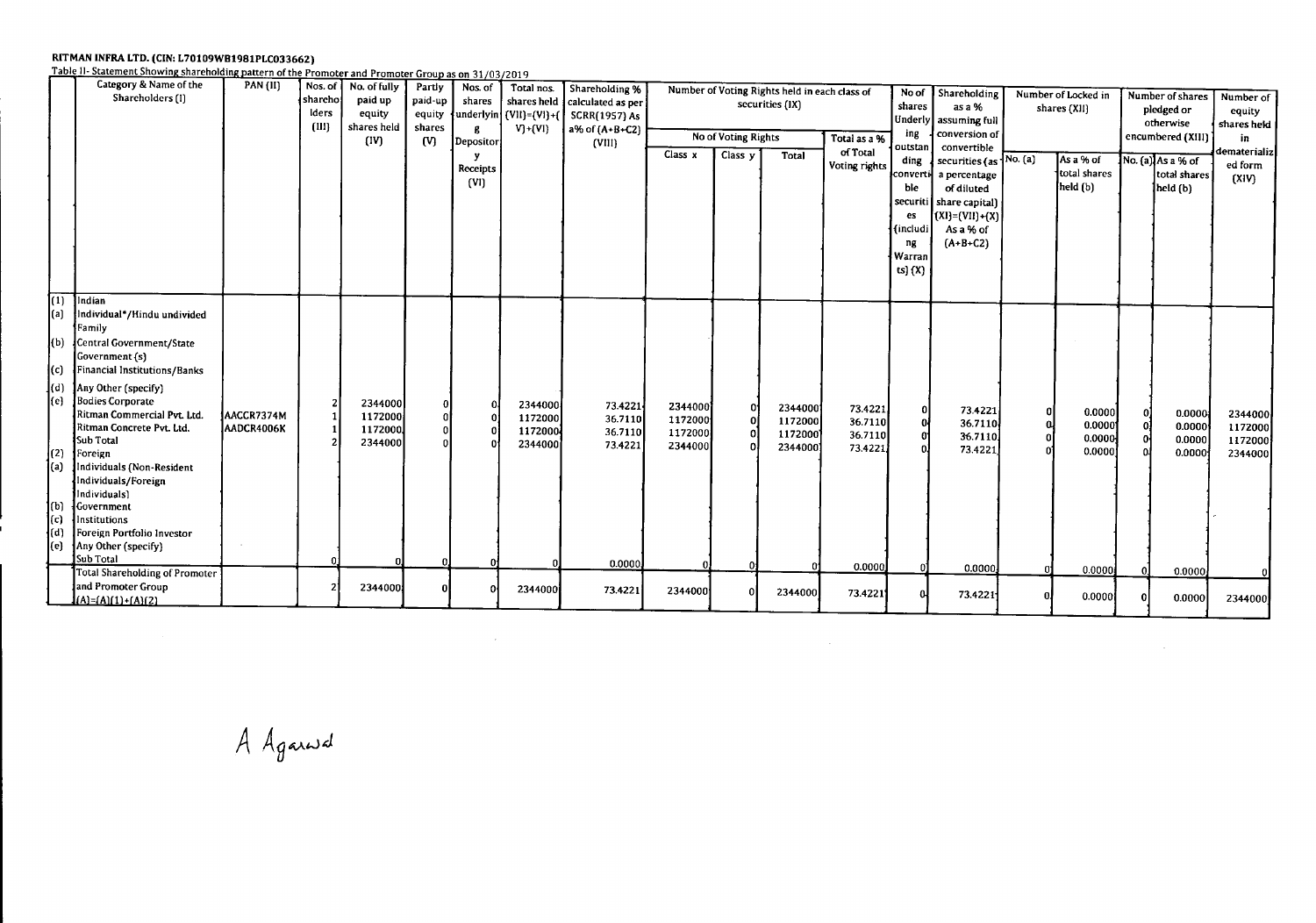**RITMAN INFRA LTD. (CIN: L70109WB1981PLC033662)**

Table II- Statement Showing shareholding pattern of the Promoter and Promoter Group as on 31/03/2019

| | Category & Name of the Shareholders (I) | PAN (II) | Nos. of shareholders (III) | No. of fully paid up equity shares held (IV) | Partly paid-up equity shares (V) | Nos. of shares underlying Depository Receipts (VI) | Total nos. shares held (VII)=(IV)+(V)+(VI) | Shareholding % calculated as per SCRR(1957) As a% of (A+B+C2) (VIII) | Number of Voting Rights held in each class of securities (IX) | | | | No of shares Underlying outstanding convertible securities (including Warrants) (X) | Shareholding as a % assuming full conversion of convertible securities (as a percentage of diluted share capital) (XI)=(VII)+(X) As a % of (A+B+C2) | Number of Locked in shares (XII) | | Number of shares pledged or otherwise encumbered (XIII) | | Number of equity shares held in dematerialized form (XIV) |
|---|---|---|---|---|---|---|---|---|---|---|---|---|---|---|---|---|---|---|---|
| | | | | | | | | | No of Voting Rights | | | Total as a % of Total Voting rights | | | No. (a) | As a % of total shares held (b) | No. (a) | As a % of total shares held (b) | |
| | | | | | | | | | Class x | Class y | Total | | | | | | | | |
| (1) | Indian | | | | | | | | | | | | | | | | | | |
| (a) | Individual*/Hindu undivided Family | | | | | | | | | | | | | | | | | | |
| (b) | Central Government/State Government (s) | | | | | | | | | | | | | | | | | | |
| (c) | Financial Institutions/Banks | | | | | | | | | | | | | | | | | | |
| (d) | Any Other (specify) | | | | | | | | | | | | | | | | | | |
| (e) | Bodies Corporate | | 2 | 2344000 | 0 | 0 | 2344000 | 73.4221 | 2344000 | 0 | 2344000 | 73.4221 | 0 | 73.4221 | 0 | 0.0000 | 0 | 0.0000 | 2344000 |
| | Ritman Commercial Pvt. Ltd. | AACCR7374M | 1 | 1172000 | 0 | 0 | 1172000 | 36.7110 | 1172000 | 0 | 1172000 | 36.7110 | 0 | 36.7110 | 0 | 0.0000 | 0 | 0.0000 | 1172000 |
| | Ritman Concrete Pvt. Ltd. | AADCR4006K | 1 | 1172000 | 0 | 0 | 1172000 | 36.7110 | 1172000 | 0 | 1172000 | 36.7110 | 0 | 36.7110 | 0 | 0.0000 | 0 | 0.0000 | 1172000 |
| | Sub Total | | 2 | 2344000 | 0 | 0 | 2344000 | 73.4221 | 2344000 | 0 | 2344000 | 73.4221 | 0 | 73.4221 | 0 | 0.0000 | 0 | 0.0000 | 2344000 |
| (2) | Foreign | | | | | | | | | | | | | | | | | | |
| (a) | Individuals (Non-Resident Individuals/Foreign Individuals) | | | | | | | | | | | | | | | | | | |
| (b) | Government | | | | | | | | | | | | | | | | | | |
| (c) | Institutions | | | | | | | | | | | | | | | | | | |
| (d) | Foreign Portfolio Investor | | | | | | | | | | | | | | | | | | |
| (e) | Any Other (specify) | | | | | | | | | | | | | | | | | | |
| | Sub Total | | 0 | 0 | 0 | 0 | 0 | 0.0000 | 0 | 0 | 0 | 0.0000 | 0 | 0.0000 | 0 | 0.0000 | 0 | 0.0000 | 0 |
| | Total Shareholding of Promoter and Promoter Group (A)=(A)(1)+(A)(2) | | 2 | 2344000 | 0 | 0 | 2344000 | 73.4221 | 2344000 | 0 | 2344000 | 73.4221 | 0 | 73.4221 | 0 | 0.0000 | 0 | 0.0000 | 2344000 |

A Agarwal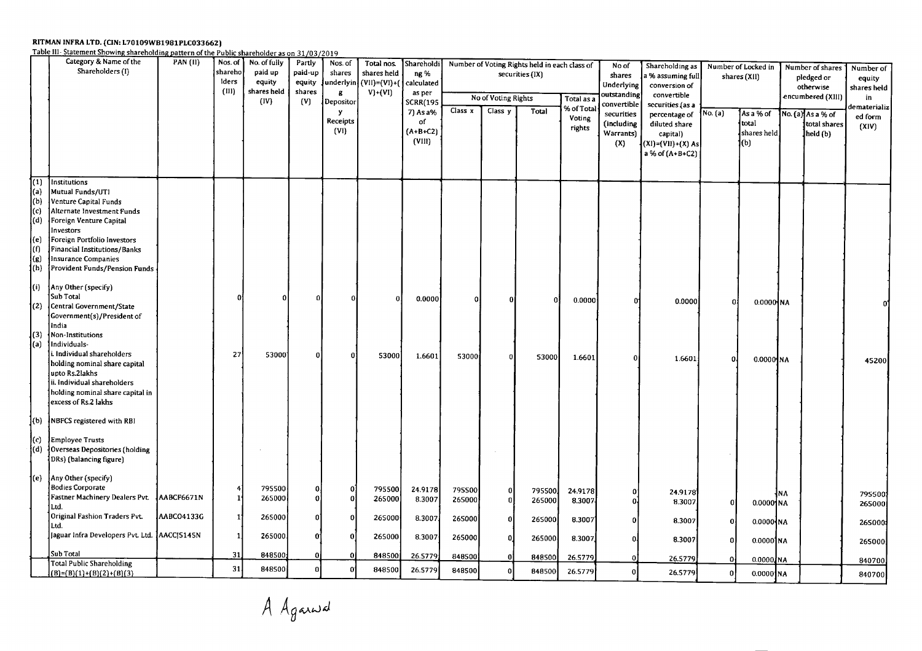**RITMAN INFRA LTD. (CIN: L70109WB1981PLC033662)**

Table III- Statement Showing shareholding pattern of the Public shareholder as on 31/03/2019

| | Category & Name of the Shareholders (I) | PAN (II) | Nos. of shareholders (III) | No. of fully paid up equity shares held (IV) | Partly paid-up equity shares (V) | Nos. of shares underlying Depository Receipts (VI) | Total nos. shares held (VII)=(VI)+(V)+(IV) | Shareholding % calculated as per SCRR(1957) As a% of (A+B+C2) (VIII) | Number of Voting Rights held in each class of securities (IX) | | | | No of shares Underlying outstanding convertible securities (including Warrants) (X) | Shareholding as a % assuming full conversion of convertible securities (as a percentage of diluted share capital) (XI)=(VII)+(X) As a % of (A+B+C2) | Number of Locked in shares (XII) | | Number of shares pledged or otherwise encumbered (XIII) | | Number of equity shares held in dematerialized form (XIV) |
|---|---|---|---|---|---|---|---|---|---|---|---|---|---|---|---|---|---|---|---|
| | | | | | | | | | No of Voting Rights | | | Total as a % of Total Voting rights | | | No. (a) | As a % of total shares held (b) | No. (a) | As a % of total shares held (b) | |
| | | | | | | | | | Class x | Class y | Total | | | | | | | | |
| (1) | Institutions | | | | | | | | | | | | | | | | | | |
| (a) | Mutual Funds/UTI | | | | | | | | | | | | | | | | | | |
| (b) | Venture Capital Funds | | | | | | | | | | | | | | | | | | |
| (c) | Alternate Investment Funds | | | | | | | | | | | | | | | | | | |
| (d) | Foreign Venture Capital Investors | | | | | | | | | | | | | | | | | | |
| (e) | Foreign Portfolio Investors | | | | | | | | | | | | | | | | | | |
| (f) | Financial Institutions/Banks | | | | | | | | | | | | | | | | | | |
| (g) | Insurance Companies | | | | | | | | | | | | | | | | | | |
| (h) | Provident Funds/Pension Funds | | | | | | | | | | | | | | | | | | |
| (i) | Any Other (specify) | | | | | | | | | | | | | | | | | | |
| | Sub Total | | 0 | 0 | 0 | 0 | 0 | 0.0000 | 0 | 0 | 0 | 0.0000 | 0 | 0.0000 | 0 | 0.0000 | NA | | 0 |
| (2) | Central Government/State Government(s)/President of India | | | | | | | | | | | | | | | | | | |
| (3) | Non-Institutions | | | | | | | | | | | | | | | | | | |
| (a) | Individuals- | | | | | | | | | | | | | | | | | | |
| | i. Individual shareholders holding nominal share capital upto Rs.2lakhs | | 27 | 53000 | 0 | 0 | 53000 | 1.6601 | 53000 | 0 | 53000 | 1.6601 | 0 | 1.6601 | 0 | 0.0000 | NA | | 45200 |
| | ii. Individual shareholders holding nominal share capital in excess of Rs.2 lakhs | | | | | | | | | | | | | | | | | | |
| (b) | NBFCS registered with RBI | | | | | | | | | | | | | | | | | | |
| (c) | Employee Trusts | | | | | | | | | | | | | | | | | | |
| (d) | Overseas Depositories (holding DRs) (balancing figure) | | | | | | | | | | | | | | | | | | |
| (e) | Any Other (specify) | | | | | | | | | | | | | | | | | | |
| | Bodies Corporate | | 4 | 795500 | 0 | 0 | 795500 | 24.9178 | 795500 | 0 | 795500 | 24.9178 | 0 | 24.9178 | | | NA | | 795500 |
| | Fastner Machinery Dealers Pvt. Ltd. | AABCF6671N | 1 | 265000 | 0 | 0 | 265000 | 8.3007 | 265000 | 0 | 265000 | 8.3007 | 0 | 8.3007 | 0 | 0.0000 | NA | | 265000 |
| | Original Fashion Traders Pvt. Ltd. | AABCO4133G | 1 | 265000 | 0 | 0 | 265000 | 8.3007 | 265000 | 0 | 265000 | 8.3007 | 0 | 8.3007 | 0 | 0.0000 | NA | | 265000 |
| | Jaguar Infra Developers Pvt. Ltd. | AACCJ5145N | 1 | 265000 | 0 | 0 | 265000 | 8.3007 | 265000 | 0 | 265000 | 8.3007 | 0 | 8.3007 | 0 | 0.0000 | NA | | 265000 |
| | Sub Total | | 31 | 848500 | 0 | 0 | 848500 | 26.5779 | 848500 | 0 | 848500 | 26.5779 | 0 | 26.5779 | 0 | 0.0000 | NA | | 840700 |
| | Total Public Shareholding (B)=(B)(1)+(B)(2)+(B)(3) | | 31 | 848500 | 0 | 0 | 848500 | 26.5779 | 848500 | 0 | 848500 | 26.5779 | 0 | 26.5779 | 0 | 0.0000 | NA | | 840700 |

A Agarwal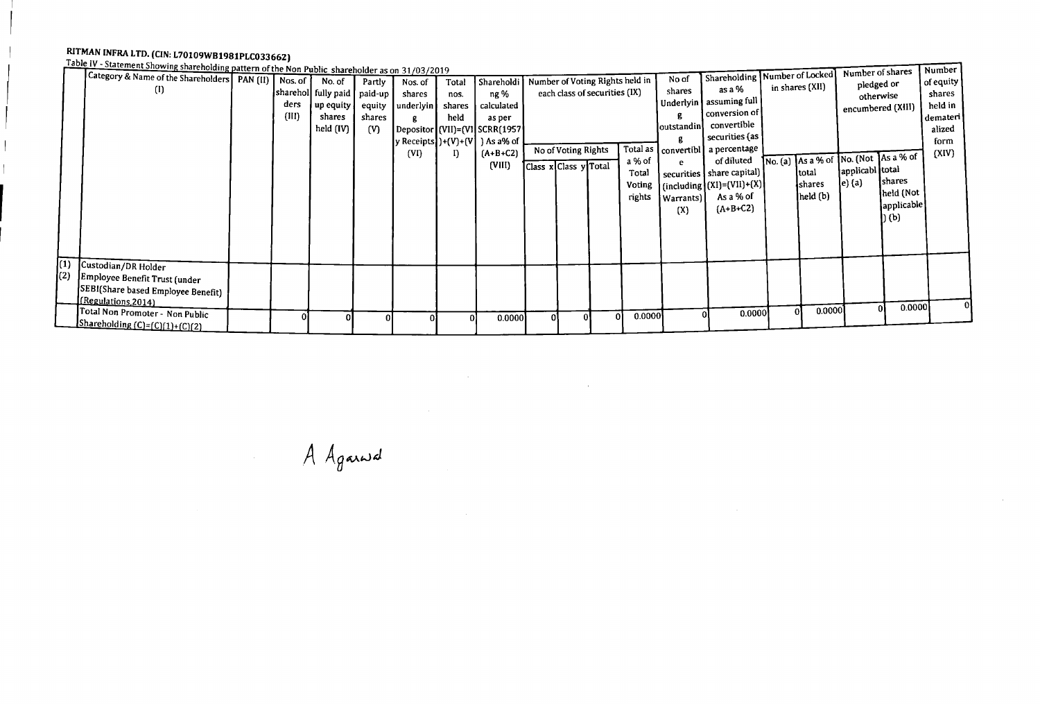**RITMAN INFRA LTD. (CIN: L70109WB1981PLC033662)**

Table IV - Statement Showing shareholding pattern of the Non Public shareholder as on 31/03/2019

| | Category & Name of the Shareholders (I) | PAN (II) | Nos. of shareholders (III) | No. of fully paid up equity shares held (IV) | Partly paid-up equity shares (V) | Nos. of shares underlying Depository Receipts (VI) | Total nos. shares held (VII)=(IV)+(V)+(VI) | Shareholding % calculated as per SCRR(1957) As a% of (A+B+C2) (VIII) | Number of Voting Rights held in each class of securities (IX) | | | | No of shares Underlying outstanding convertible securities (including Warrants) (X) | Shareholding as a % assuming full conversion of convertible securities (as a percentage of diluted share capital) (XI)=(VII)+(X) As a % of (A+B+C2) | Number of Locked in shares (XII) | | Number of shares pledged or otherwise encumbered (XIII) | | Number of equity shares held in dematerialized form (XIV) |
|---|---|---|---|---|---|---|---|---|---|---|---|---|---|---|---|---|---|---|---|
| | | | | | | | | | No of Voting Rights | | | Total as a % of Total Voting rights | | | No. (a) | As a % of total shares held (b) | No. (Not applicable) (a) | As a % of total shares held (Not applicable) (b) | |
| | | | | | | | | | Class x | Class y | Total | | | | | | | | |
| (1) | Custodian/DR Holder | | | | | | | | | | | | | | | | | | |
| (2) | Employee Benefit Trust (under SEBI(Share based Employee Benefit) Regulations,2014) | | | | | | | | | | | | | | | | | | |
| | Total Non Promoter - Non Public Shareholding (C)=(C)(1)+(C)(2) | | 0 | 0 | 0 | 0 | 0 | 0.0000 | 0 | 0 | 0 | 0.0000 | 0 | 0.0000 | 0 | 0.0000 | 0 | 0.0000 | 0 |

A Agarwal